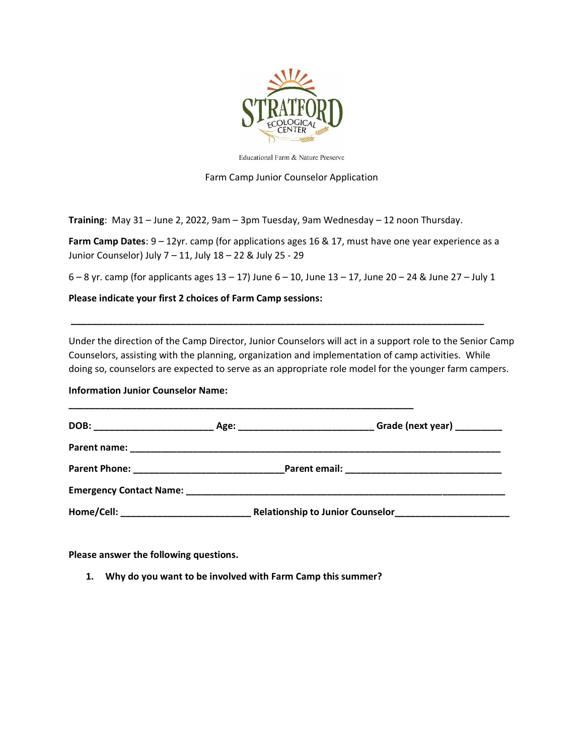STRATFORD ECOLOGICAL CENTER

Educational Farm & Nature Preserve

Farm Camp Junior Counselor Application

**Training**: May 31 – June 2, 2022, 9am – 3pm Tuesday, 9am Wednesday – 12 noon Thursday.

**Farm Camp Dates**: 9 – 12yr. camp (for applications ages 16 & 17, must have one year experience as a Junior Counselor) July 7 – 11, July 18 – 22 & July 25 - 29

6 – 8 yr. camp (for applicants ages 13 – 17) June 6 – 10, June 13 – 17, June 20 – 24 & June 27 – July 1

**Please indicate your first 2 choices of Farm Camp sessions:**

___________________________________________________________________________

Under the direction of the Camp Director, Junior Counselors will act in a support role to the Senior Camp Counselors, assisting with the planning, organization and implementation of camp activities. While doing so, counselors are expected to serve as an appropriate role model for the younger farm campers.

**Information Junior Counselor Name:**

______________________________________________________________

**DOB:** ______________________ **Age:** _________________________ **Grade (next year)** _________

**Parent name:** ____________________________________________________________________

**Parent Phone:** ____________________________**Parent email:** _____________________________

**Emergency Contact Name:** __________________________________________________________

**Home/Cell:** ________________________ **Relationship to Junior Counselor**_____________________

**Please answer the following questions.**

1. **Why do you want to be involved with Farm Camp this summer?**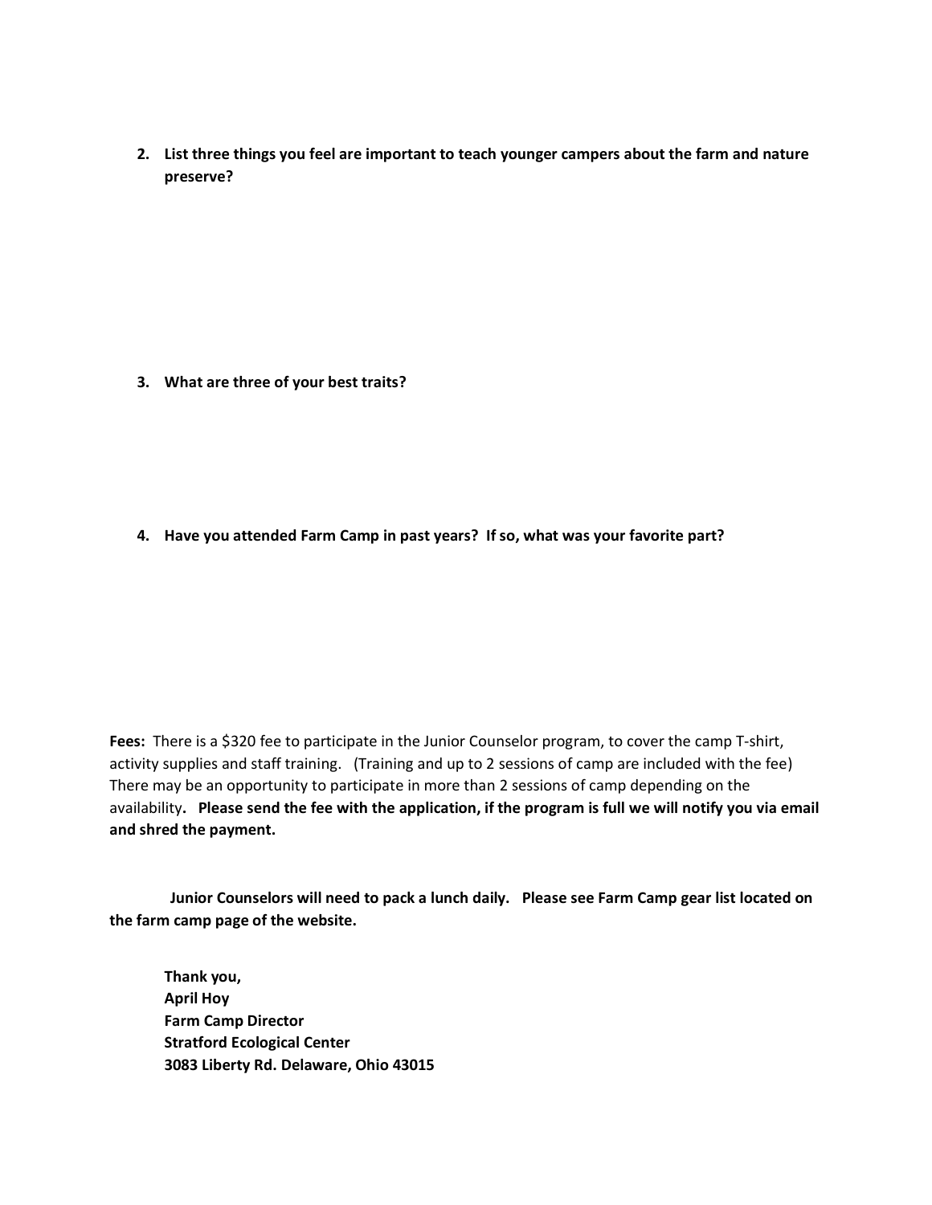2. **List three things you feel are important to teach younger campers about the farm and nature preserve?**

3. **What are three of your best traits?**

4. **Have you attended Farm Camp in past years? If so, what was your favorite part?**

**Fees:** There is a $320 fee to participate in the Junior Counselor program, to cover the camp T-shirt, activity supplies and staff training. (Training and up to 2 sessions of camp are included with the fee) There may be an opportunity to participate in more than 2 sessions of camp depending on the availability**. Please send the fee with the application, if the program is full we will notify you via email and shred the payment.**

**Junior Counselors will need to pack a lunch daily. Please see Farm Camp gear list located on the farm camp page of the website.**

**Thank you,**
**April Hoy**
**Farm Camp Director**
**Stratford Ecological Center**
**3083 Liberty Rd. Delaware, Ohio 43015**